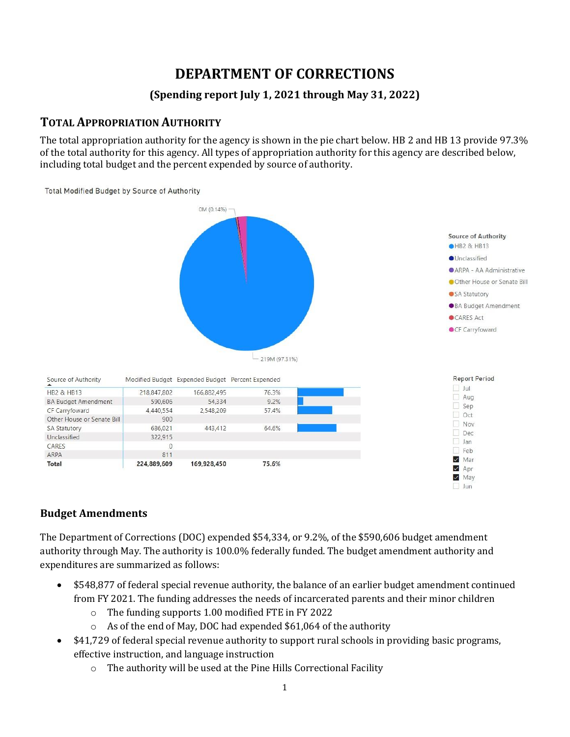# DEPARTMENT OF CORRECTIONS

## (Spending report July 1, 2021 through May 31, 2022)

## TOTAL APPROPRIATION AUTHORITY

The total appropriation authority for the agency is shown in the pie chart below. HB 2 and HB 13 provide 97.3% of the total authority for this agency. All types of appropriation authority for this agency are described below, including total budget and the percent expended by source of authority.

Total Modified Budget by Source of Authority

| Source of Authority | Modified Budget | Expended Budget | Percent Expended |
|---|---|---|---|
| HB2 & HB13 | 218,847,802 | 166,882,495 | 76.3% |
| BA Budget Amendment | 590,606 | 54,334 | 9.2% |
| CF Carryfoward | 4,440,554 | 2,548,209 | 57.4% |
| Other House or Senate Bill | 900 | | |
| SA Statutory | 686,021 | 443,412 | 64.6% |
| Unclassified | 322,915 | | |
| CARES | 0 | | |
| ARPA | 811 | | |
| **Total** | **224,889,609** | **169,928,450** | **75.6%** |

### Budget Amendments

The Department of Corrections (DOC) expended $54,334, or 9.2%, of the $590,606 budget amendment authority through May. The authority is 100.0% federally funded. The budget amendment authority and expenditures are summarized as follows:

- $548,877 of federal special revenue authority, the balance of an earlier budget amendment continued from FY 2021. The funding addresses the needs of incarcerated parents and their minor children
  - The funding supports 1.00 modified FTE in FY 2022
  - As of the end of May, DOC had expended $61,064 of the authority
- $41,729 of federal special revenue authority to support rural schools in providing basic programs, effective instruction, and language instruction
  - The authority will be used at the Pine Hills Correctional Facility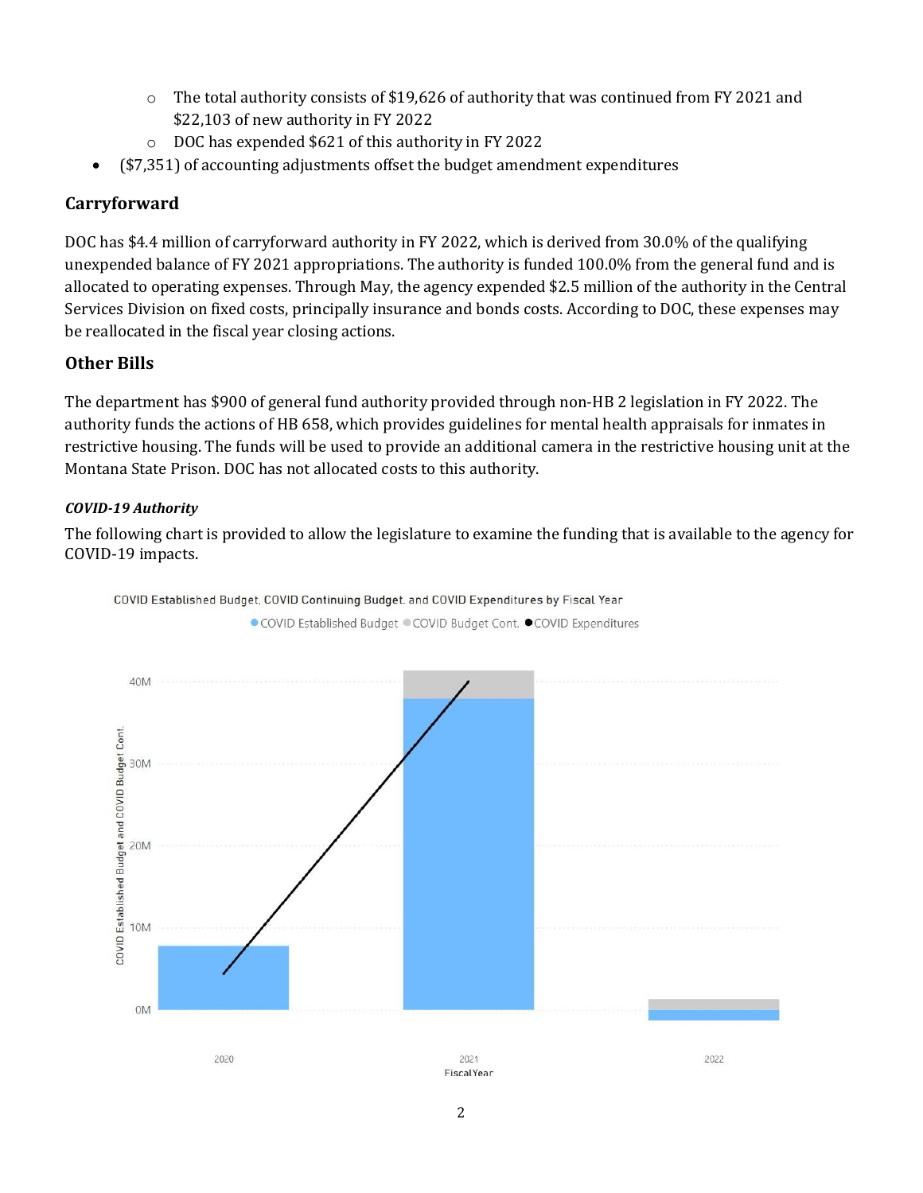- The total authority consists of $19,626 of authority that was continued from FY 2021 and $22,103 of new authority in FY 2022
  - DOC has expended $621 of this authority in FY 2022
- ($7,351) of accounting adjustments offset the budget amendment expenditures

## Carryforward

DOC has $4.4 million of carryforward authority in FY 2022, which is derived from 30.0% of the qualifying unexpended balance of FY 2021 appropriations. The authority is funded 100.0% from the general fund and is allocated to operating expenses. Through May, the agency expended $2.5 million of the authority in the Central Services Division on fixed costs, principally insurance and bonds costs. According to DOC, these expenses may be reallocated in the fiscal year closing actions.

## Other Bills

The department has $900 of general fund authority provided through non-HB 2 legislation in FY 2022. The authority funds the actions of HB 658, which provides guidelines for mental health appraisals for inmates in restrictive housing. The funds will be used to provide an additional camera in the restrictive housing unit at the Montana State Prison. DOC has not allocated costs to this authority.

### *COVID-19 Authority*

The following chart is provided to allow the legislature to examine the funding that is available to the agency for COVID-19 impacts.

COVID Established Budget, COVID Continuing Budget, and COVID Expenditures by Fiscal Year

● COVID Established Budget ● COVID Budget Cont. ● COVID Expenditures

COVID Established Budget and COVID Budget Cont.

40M
30M
20M
10M
0M

2020 2021 2022

Fiscal Year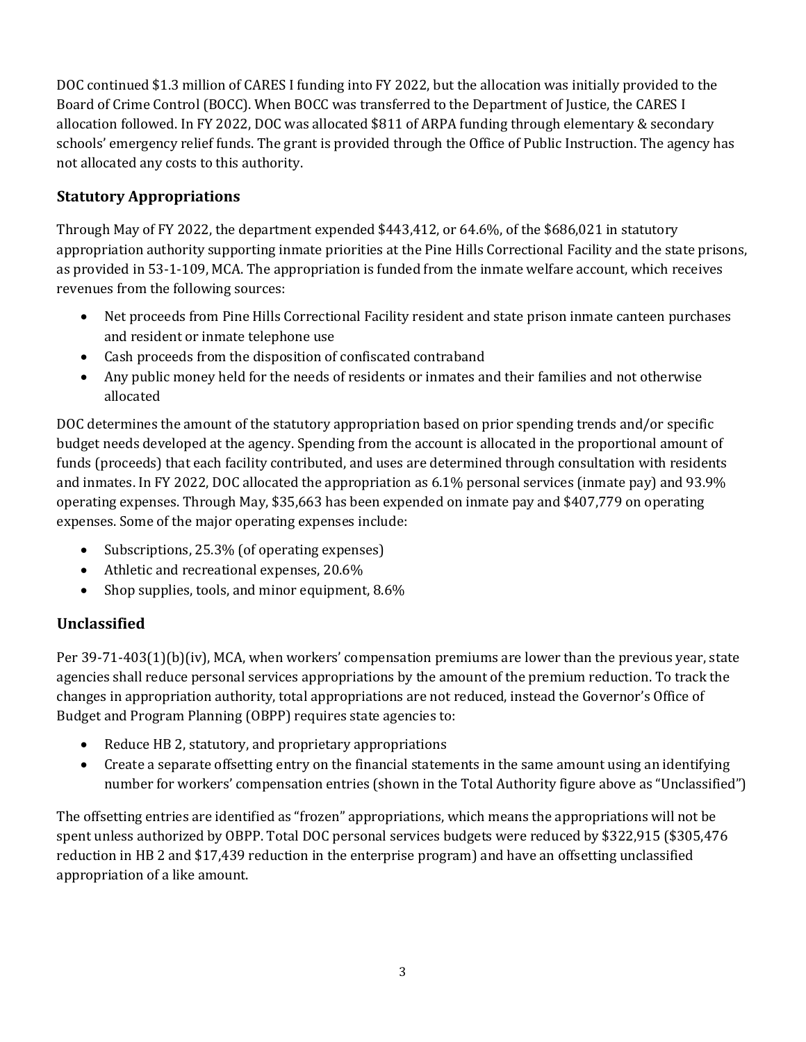DOC continued $1.3 million of CARES I funding into FY 2022, but the allocation was initially provided to the Board of Crime Control (BOCC). When BOCC was transferred to the Department of Justice, the CARES I allocation followed. In FY 2022, DOC was allocated $811 of ARPA funding through elementary & secondary schools' emergency relief funds. The grant is provided through the Office of Public Instruction. The agency has not allocated any costs to this authority.

### Statutory Appropriations

Through May of FY 2022, the department expended $443,412, or 64.6%, of the $686,021 in statutory appropriation authority supporting inmate priorities at the Pine Hills Correctional Facility and the state prisons, as provided in 53-1-109, MCA. The appropriation is funded from the inmate welfare account, which receives revenues from the following sources:

- Net proceeds from Pine Hills Correctional Facility resident and state prison inmate canteen purchases and resident or inmate telephone use
- Cash proceeds from the disposition of confiscated contraband
- Any public money held for the needs of residents or inmates and their families and not otherwise allocated

DOC determines the amount of the statutory appropriation based on prior spending trends and/or specific budget needs developed at the agency. Spending from the account is allocated in the proportional amount of funds (proceeds) that each facility contributed, and uses are determined through consultation with residents and inmates. In FY 2022, DOC allocated the appropriation as 6.1% personal services (inmate pay) and 93.9% operating expenses. Through May, $35,663 has been expended on inmate pay and $407,779 on operating expenses. Some of the major operating expenses include:

- Subscriptions, 25.3% (of operating expenses)
- Athletic and recreational expenses, 20.6%
- Shop supplies, tools, and minor equipment, 8.6%

### Unclassified

Per 39-71-403(1)(b)(iv), MCA, when workers' compensation premiums are lower than the previous year, state agencies shall reduce personal services appropriations by the amount of the premium reduction. To track the changes in appropriation authority, total appropriations are not reduced, instead the Governor's Office of Budget and Program Planning (OBPP) requires state agencies to:

- Reduce HB 2, statutory, and proprietary appropriations
- Create a separate offsetting entry on the financial statements in the same amount using an identifying number for workers' compensation entries (shown in the Total Authority figure above as "Unclassified")

The offsetting entries are identified as "frozen" appropriations, which means the appropriations will not be spent unless authorized by OBPP. Total DOC personal services budgets were reduced by $322,915 ($305,476 reduction in HB 2 and $17,439 reduction in the enterprise program) and have an offsetting unclassified appropriation of a like amount.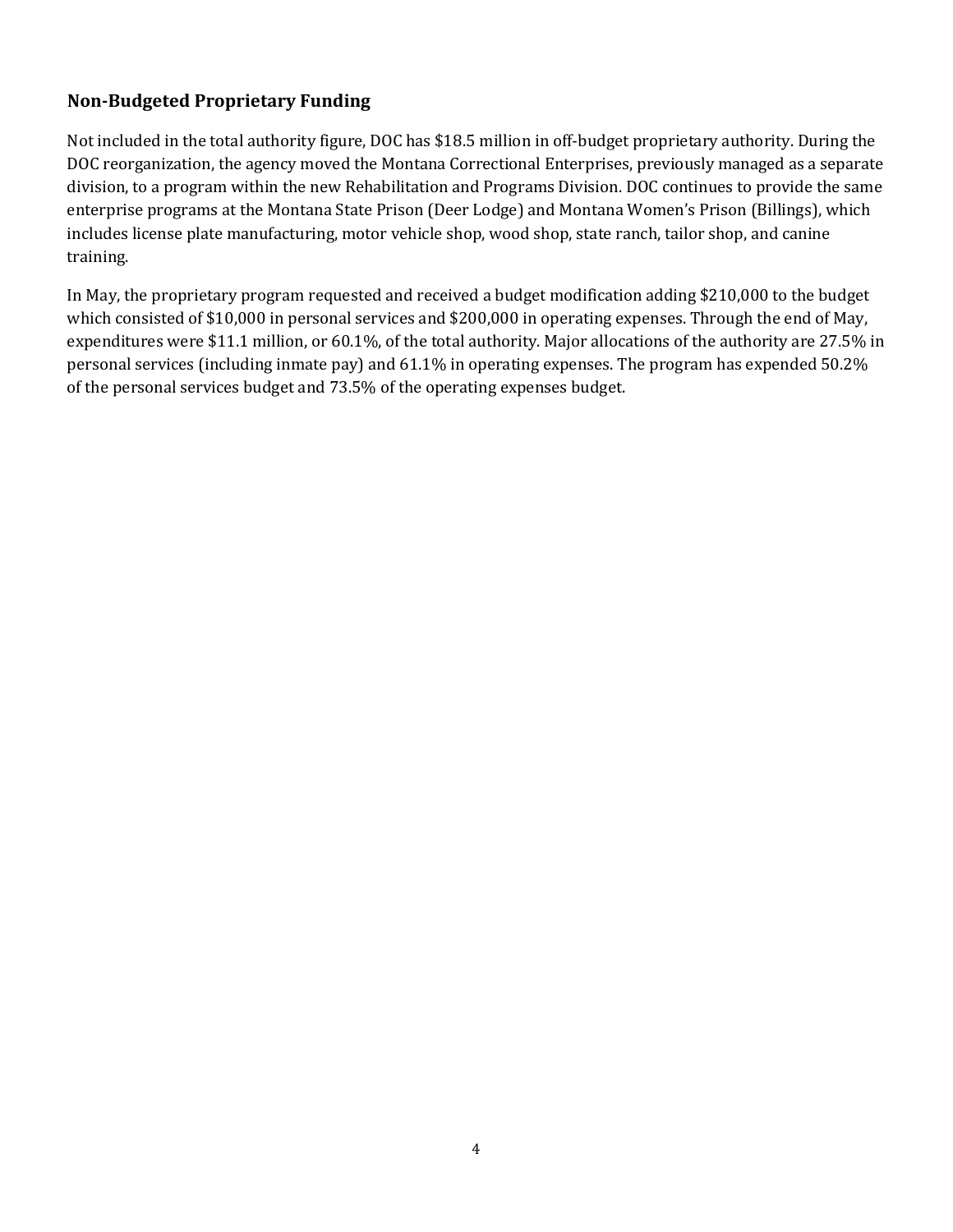### Non-Budgeted Proprietary Funding

Not included in the total authority figure, DOC has $18.5 million in off-budget proprietary authority. During the DOC reorganization, the agency moved the Montana Correctional Enterprises, previously managed as a separate division, to a program within the new Rehabilitation and Programs Division. DOC continues to provide the same enterprise programs at the Montana State Prison (Deer Lodge) and Montana Women's Prison (Billings), which includes license plate manufacturing, motor vehicle shop, wood shop, state ranch, tailor shop, and canine training.

In May, the proprietary program requested and received a budget modification adding $210,000 to the budget which consisted of $10,000 in personal services and $200,000 in operating expenses. Through the end of May, expenditures were $11.1 million, or 60.1%, of the total authority. Major allocations of the authority are 27.5% in personal services (including inmate pay) and 61.1% in operating expenses. The program has expended 50.2% of the personal services budget and 73.5% of the operating expenses budget.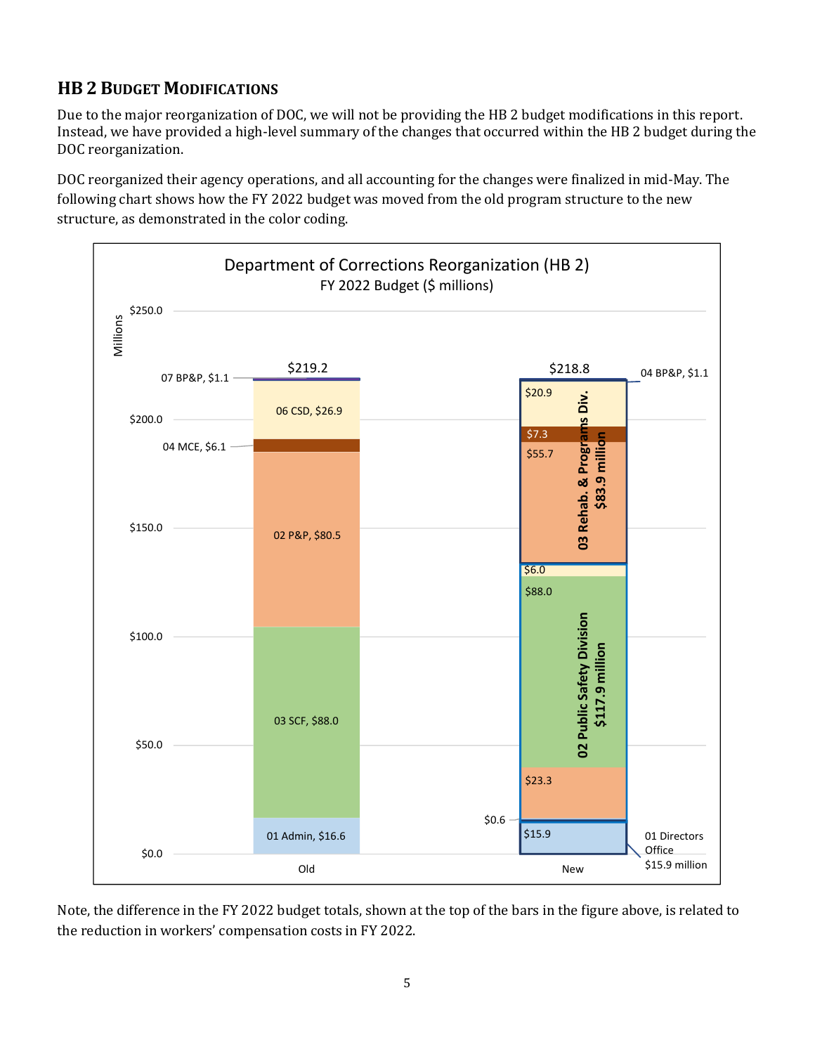## HB 2 Budget Modifications

Due to the major reorganization of DOC, we will not be providing the HB 2 budget modifications in this report. Instead, we have provided a high-level summary of the changes that occurred within the HB 2 budget during the DOC reorganization.

DOC reorganized their agency operations, and all accounting for the changes were finalized in mid-May. The following chart shows how the FY 2022 budget was moved from the old program structure to the new structure, as demonstrated in the color coding.

**Department of Corrections Reorganization (HB 2)**
FY 2022 Budget ($ millions)

| Old | | New | |
|---|---|---|---|
| 07 BP&P | $1.1 | 04 BP&P | $1.1 |
| 06 CSD | $26.9 | 03 Rehab. & Programs Div. ($83.9 million) | $20.9 |
| 04 MCE | $6.1 | | $7.3 |
| 02 P&P | $80.5 | | $55.7 |
| 03 SCF | $88.0 | 02 Public Safety Division ($117.9 million) | $6.0 |
| | | | $88.0 |
| | | | $23.3 |
| | | | $0.6 |
| 01 Admin | $16.6 | 01 Directors Office ($15.9 million) | $15.9 |
| **Total** | **$219.2** | **Total** | **$218.8** |

Note, the difference in the FY 2022 budget totals, shown at the top of the bars in the figure above, is related to the reduction in workers' compensation costs in FY 2022.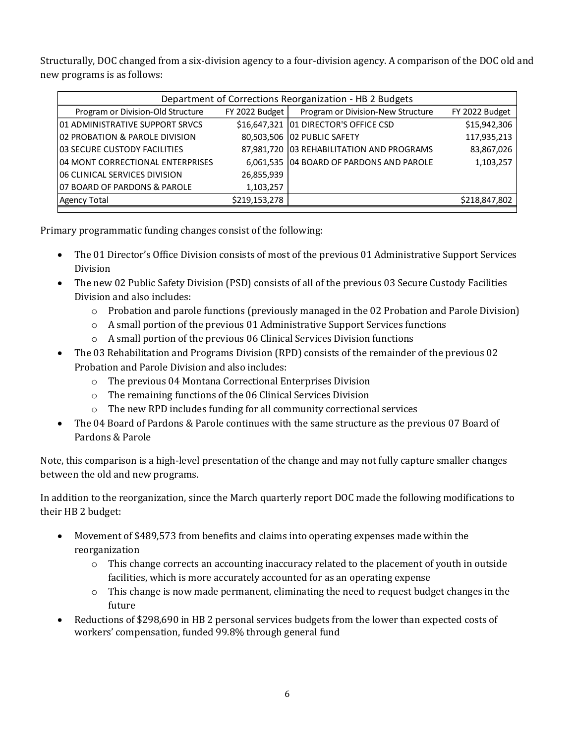Structurally, DOC changed from a six-division agency to a four-division agency. A comparison of the DOC old and new programs is as follows:

| Department of Corrections Reorganization - HB 2 Budgets | | | |
|---|---|---|---|
| Program or Division-Old Structure | FY 2022 Budget | Program or Division-New Structure | FY 2022 Budget |
| 01 ADMINISTRATIVE SUPPORT SRVCS | $16,647,321 | 01 DIRECTOR'S OFFICE CSD | $15,942,306 |
| 02 PROBATION & PAROLE DIVISION | 80,503,506 | 02 PUBLIC SAFETY | 117,935,213 |
| 03 SECURE CUSTODY FACILITIES | 87,981,720 | 03 REHABILITATION AND PROGRAMS | 83,867,026 |
| 04 MONT CORRECTIONAL ENTERPRISES | 6,061,535 | 04 BOARD OF PARDONS AND PAROLE | 1,103,257 |
| 06 CLINICAL SERVICES DIVISION | 26,855,939 | | |
| 07 BOARD OF PARDONS & PAROLE | 1,103,257 | | |
| Agency Total | $219,153,278 | | $218,847,802 |

Primary programmatic funding changes consist of the following:

- The 01 Director's Office Division consists of most of the previous 01 Administrative Support Services Division
- The new 02 Public Safety Division (PSD) consists of all of the previous 03 Secure Custody Facilities Division and also includes:
  - Probation and parole functions (previously managed in the 02 Probation and Parole Division)
  - A small portion of the previous 01 Administrative Support Services functions
  - A small portion of the previous 06 Clinical Services Division functions
- The 03 Rehabilitation and Programs Division (RPD) consists of the remainder of the previous 02 Probation and Parole Division and also includes:
  - The previous 04 Montana Correctional Enterprises Division
  - The remaining functions of the 06 Clinical Services Division
  - The new RPD includes funding for all community correctional services
- The 04 Board of Pardons & Parole continues with the same structure as the previous 07 Board of Pardons & Parole

Note, this comparison is a high-level presentation of the change and may not fully capture smaller changes between the old and new programs.

In addition to the reorganization, since the March quarterly report DOC made the following modifications to their HB 2 budget:

- Movement of $489,573 from benefits and claims into operating expenses made within the reorganization
  - This change corrects an accounting inaccuracy related to the placement of youth in outside facilities, which is more accurately accounted for as an operating expense
  - This change is now made permanent, eliminating the need to request budget changes in the future
- Reductions of $298,690 in HB 2 personal services budgets from the lower than expected costs of workers' compensation, funded 99.8% through general fund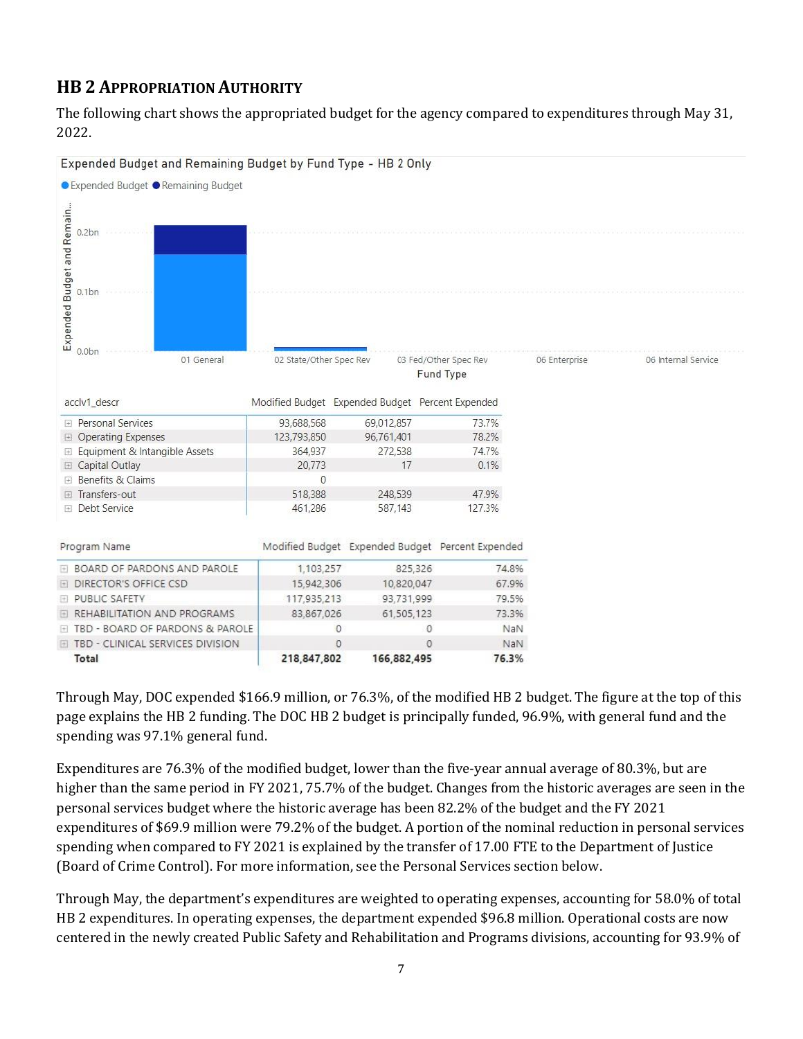## HB 2 Appropriation Authority

The following chart shows the appropriated budget for the agency compared to expenditures through May 31, 2022.

Expended Budget and Remaining Budget by Fund Type - HB 2 Only

| acclv1_descr | Modified Budget | Expended Budget | Percent Expended |
|---|---|---|---|
| Personal Services | 93,688,568 | 69,012,857 | 73.7% |
| Operating Expenses | 123,793,850 | 96,761,401 | 78.2% |
| Equipment & Intangible Assets | 364,937 | 272,538 | 74.7% |
| Capital Outlay | 20,773 | 17 | 0.1% |
| Benefits & Claims | 0 | | |
| Transfers-out | 518,388 | 248,539 | 47.9% |
| Debt Service | 461,286 | 587,143 | 127.3% |

| Program Name | Modified Budget | Expended Budget | Percent Expended |
|---|---|---|---|
| BOARD OF PARDONS AND PAROLE | 1,103,257 | 825,326 | 74.8% |
| DIRECTOR'S OFFICE CSD | 15,942,306 | 10,820,047 | 67.9% |
| PUBLIC SAFETY | 117,935,213 | 93,731,999 | 79.5% |
| REHABILITATION AND PROGRAMS | 83,867,026 | 61,505,123 | 73.3% |
| TBD - BOARD OF PARDONS & PAROLE | 0 | 0 | NaN |
| TBD - CLINICAL SERVICES DIVISION | 0 | 0 | NaN |
| **Total** | **218,847,802** | **166,882,495** | **76.3%** |

Through May, DOC expended $166.9 million, or 76.3%, of the modified HB 2 budget. The figure at the top of this page explains the HB 2 funding. The DOC HB 2 budget is principally funded, 96.9%, with general fund and the spending was 97.1% general fund.

Expenditures are 76.3% of the modified budget, lower than the five-year annual average of 80.3%, but are higher than the same period in FY 2021, 75.7% of the budget. Changes from the historic averages are seen in the personal services budget where the historic average has been 82.2% of the budget and the FY 2021 expenditures of $69.9 million were 79.2% of the budget. A portion of the nominal reduction in personal services spending when compared to FY 2021 is explained by the transfer of 17.00 FTE to the Department of Justice (Board of Crime Control). For more information, see the Personal Services section below.

Through May, the department's expenditures are weighted to operating expenses, accounting for 58.0% of total HB 2 expenditures. In operating expenses, the department expended $96.8 million. Operational costs are now centered in the newly created Public Safety and Rehabilitation and Programs divisions, accounting for 93.9% of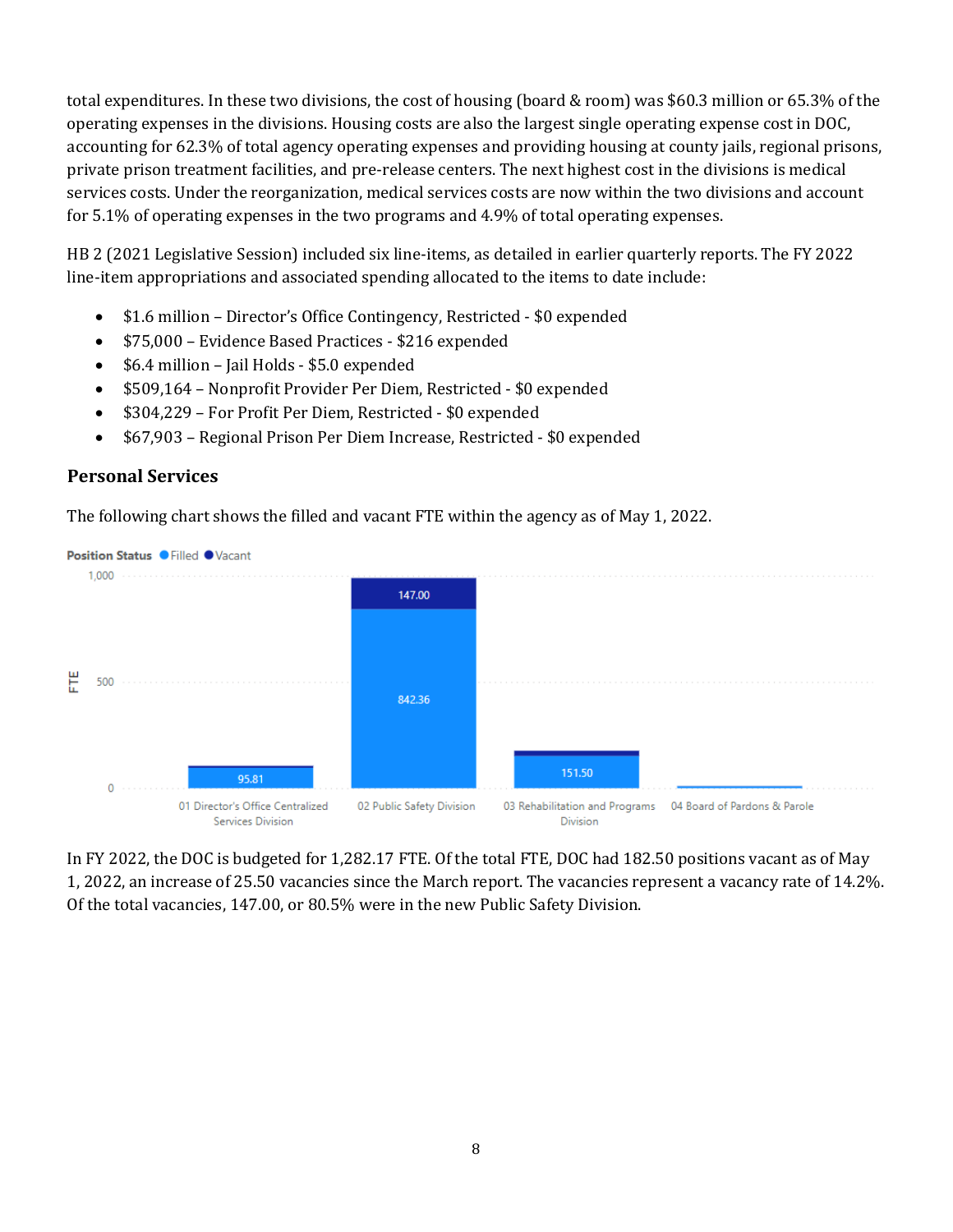total expenditures. In these two divisions, the cost of housing (board & room) was $60.3 million or 65.3% of the operating expenses in the divisions. Housing costs are also the largest single operating expense cost in DOC, accounting for 62.3% of total agency operating expenses and providing housing at county jails, regional prisons, private prison treatment facilities, and pre-release centers. The next highest cost in the divisions is medical services costs. Under the reorganization, medical services costs are now within the two divisions and account for 5.1% of operating expenses in the two programs and 4.9% of total operating expenses.

HB 2 (2021 Legislative Session) included six line-items, as detailed in earlier quarterly reports. The FY 2022 line-item appropriations and associated spending allocated to the items to date include:

- $1.6 million – Director's Office Contingency, Restricted - $0 expended
- $75,000 – Evidence Based Practices - $216 expended
- $6.4 million – Jail Holds - $5.0 expended
- $509,164 – Nonprofit Provider Per Diem, Restricted - $0 expended
- $304,229 – For Profit Per Diem, Restricted - $0 expended
- $67,903 – Regional Prison Per Diem Increase, Restricted - $0 expended

### Personal Services

The following chart shows the filled and vacant FTE within the agency as of May 1, 2022.

Position Status ● Filled ● Vacant

| Division | Filled FTE | Vacant FTE |
|---|---|---|
| 01 Director's Office Centralized Services Division | 95.81 | |
| 02 Public Safety Division | 842.36 | 147.00 |
| 03 Rehabilitation and Programs Division | 151.50 | |
| 04 Board of Pardons & Parole | | |

In FY 2022, the DOC is budgeted for 1,282.17 FTE. Of the total FTE, DOC had 182.50 positions vacant as of May 1, 2022, an increase of 25.50 vacancies since the March report. The vacancies represent a vacancy rate of 14.2%. Of the total vacancies, 147.00, or 80.5% were in the new Public Safety Division.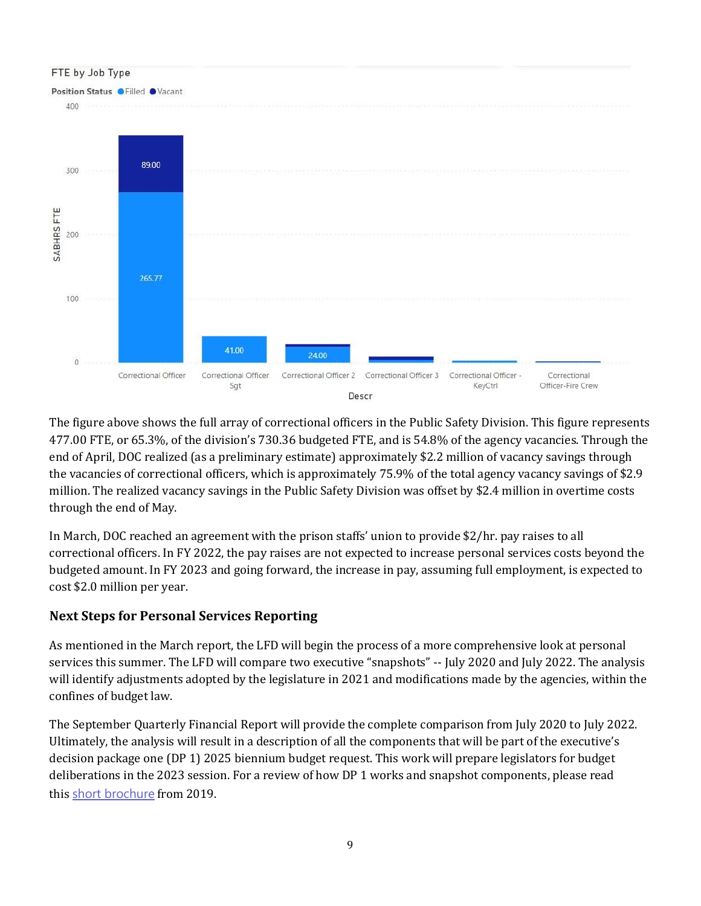FTE by Job Type

Position Status: Filled, Vacant

| Descr | Filled | Vacant |
| --- | --- | --- |
| Correctional Officer | 265.77 | 89.00 |
| Correctional Officer Sgt | 41.00 | |
| Correctional Officer 2 | 24.00 | |
| Correctional Officer 3 | | |
| Correctional Officer - KeyCtrl | | |
| Correctional Officer-Fire Crew | | |

The figure above shows the full array of correctional officers in the Public Safety Division. This figure represents 477.00 FTE, or 65.3%, of the division's 730.36 budgeted FTE, and is 54.8% of the agency vacancies. Through the end of April, DOC realized (as a preliminary estimate) approximately $2.2 million of vacancy savings through the vacancies of correctional officers, which is approximately 75.9% of the total agency vacancy savings of $2.9 million. The realized vacancy savings in the Public Safety Division was offset by $2.4 million in overtime costs through the end of May.

In March, DOC reached an agreement with the prison staffs' union to provide $2/hr. pay raises to all correctional officers. In FY 2022, the pay raises are not expected to increase personal services costs beyond the budgeted amount. In FY 2023 and going forward, the increase in pay, assuming full employment, is expected to cost $2.0 million per year.

### Next Steps for Personal Services Reporting

As mentioned in the March report, the LFD will begin the process of a more comprehensive look at personal services this summer. The LFD will compare two executive "snapshots" -- July 2020 and July 2022. The analysis will identify adjustments adopted by the legislature in 2021 and modifications made by the agencies, within the confines of budget law.

The September Quarterly Financial Report will provide the complete comparison from July 2020 to July 2022. Ultimately, the analysis will result in a description of all the components that will be part of the executive's decision package one (DP 1) 2025 biennium budget request. This work will prepare legislators for budget deliberations in the 2023 session. For a review of how DP 1 works and snapshot components, please read this short brochure from 2019.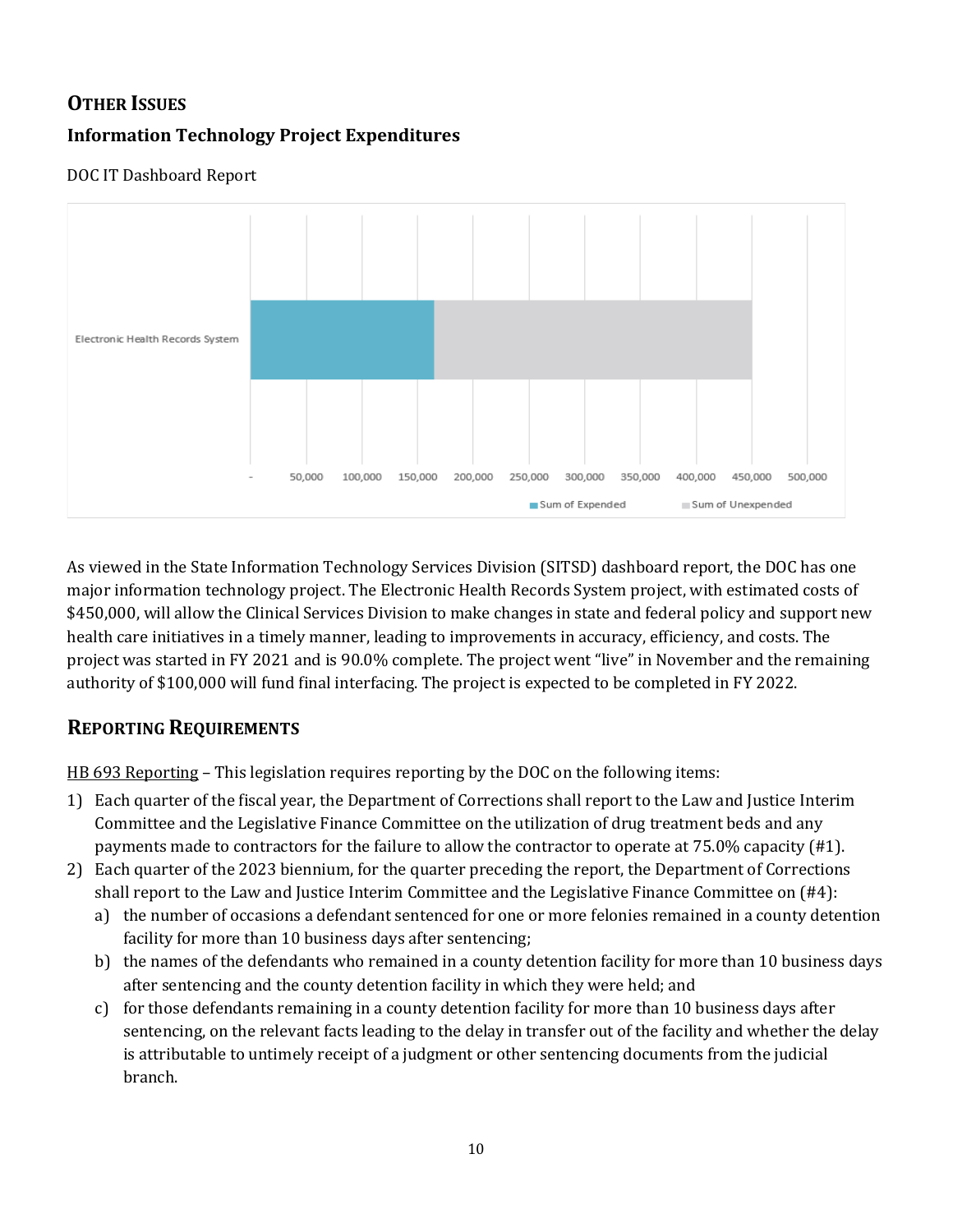## OTHER ISSUES

### Information Technology Project Expenditures

DOC IT Dashboard Report

Electronic Health Records System

- 50,000 100,000 150,000 200,000 250,000 300,000 350,000 400,000 450,000 500,000

Sum of Expended Sum of Unexpended

As viewed in the State Information Technology Services Division (SITSD) dashboard report, the DOC has one major information technology project. The Electronic Health Records System project, with estimated costs of $450,000, will allow the Clinical Services Division to make changes in state and federal policy and support new health care initiatives in a timely manner, leading to improvements in accuracy, efficiency, and costs. The project was started in FY 2021 and is 90.0% complete. The project went "live" in November and the remaining authority of $100,000 will fund final interfacing. The project is expected to be completed in FY 2022.

## REPORTING REQUIREMENTS

<u>HB 693 Reporting</u> – This legislation requires reporting by the DOC on the following items:

1) Each quarter of the fiscal year, the Department of Corrections shall report to the Law and Justice Interim Committee and the Legislative Finance Committee on the utilization of drug treatment beds and any payments made to contractors for the failure to allow the contractor to operate at 75.0% capacity (#1).
2) Each quarter of the 2023 biennium, for the quarter preceding the report, the Department of Corrections shall report to the Law and Justice Interim Committee and the Legislative Finance Committee on (#4):
   a) the number of occasions a defendant sentenced for one or more felonies remained in a county detention facility for more than 10 business days after sentencing;
   b) the names of the defendants who remained in a county detention facility for more than 10 business days after sentencing and the county detention facility in which they were held; and
   c) for those defendants remaining in a county detention facility for more than 10 business days after sentencing, on the relevant facts leading to the delay in transfer out of the facility and whether the delay is attributable to untimely receipt of a judgment or other sentencing documents from the judicial branch.